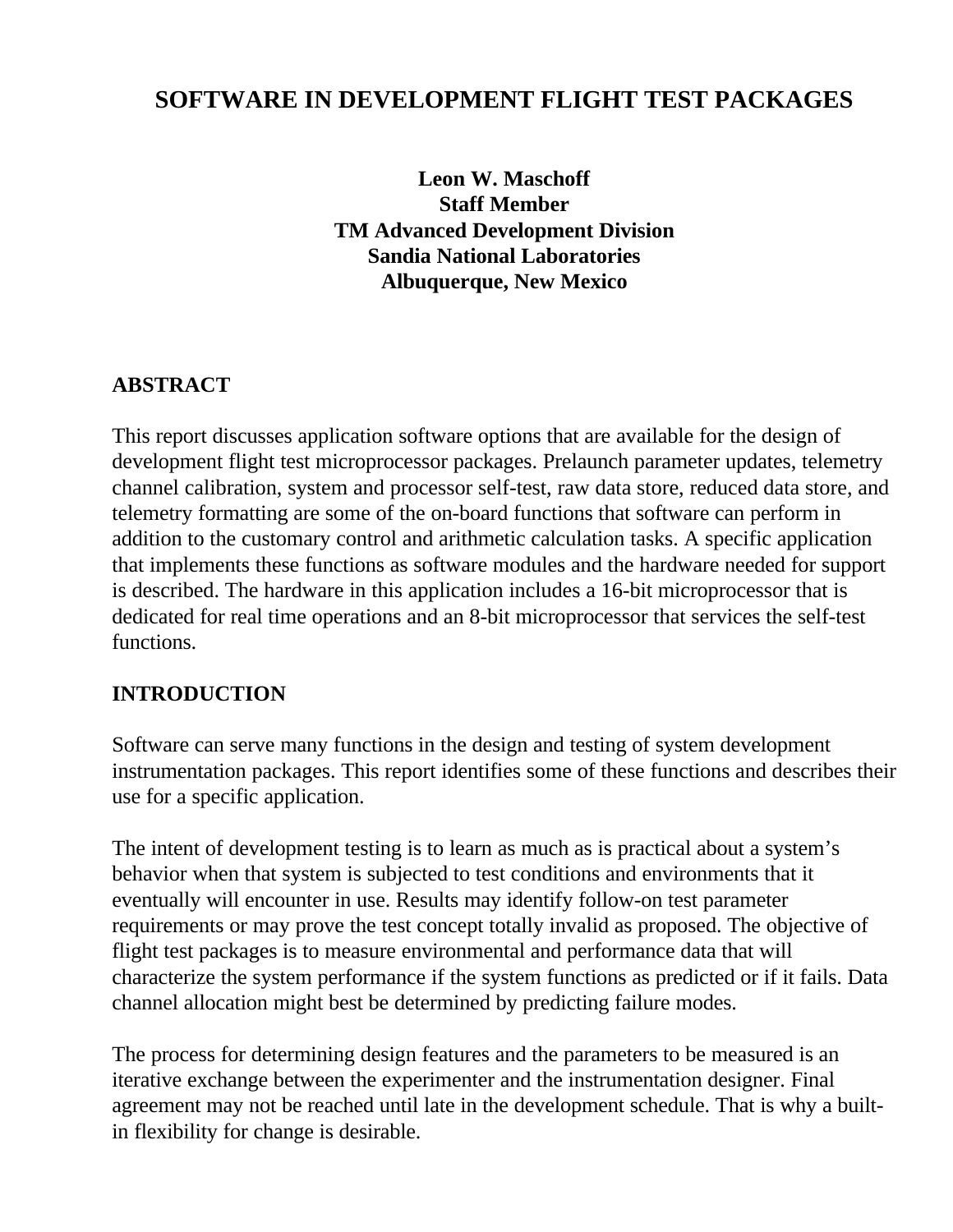# SOFTWARE IN DEVELOPMENT FLIGHT TEST PACKAGES

**Leon W. Maschoff**
**Staff Member**
**TM Advanced Development Division**
**Sandia National Laboratories**
**Albuquerque, New Mexico**

## ABSTRACT

This report discusses application software options that are available for the design of development flight test microprocessor packages. Prelaunch parameter updates, telemetry channel calibration, system and processor self-test, raw data store, reduced data store, and telemetry formatting are some of the on-board functions that software can perform in addition to the customary control and arithmetic calculation tasks. A specific application that implements these functions as software modules and the hardware needed for support is described. The hardware in this application includes a 16-bit microprocessor that is dedicated for real time operations and an 8-bit microprocessor that services the self-test functions.

## INTRODUCTION

Software can serve many functions in the design and testing of system development instrumentation packages. This report identifies some of these functions and describes their use for a specific application.

The intent of development testing is to learn as much as is practical about a system's behavior when that system is subjected to test conditions and environments that it eventually will encounter in use. Results may identify follow-on test parameter requirements or may prove the test concept totally invalid as proposed. The objective of flight test packages is to measure environmental and performance data that will characterize the system performance if the system functions as predicted or if it fails. Data channel allocation might best be determined by predicting failure modes.

The process for determining design features and the parameters to be measured is an iterative exchange between the experimenter and the instrumentation designer. Final agreement may not be reached until late in the development schedule. That is why a built-in flexibility for change is desirable.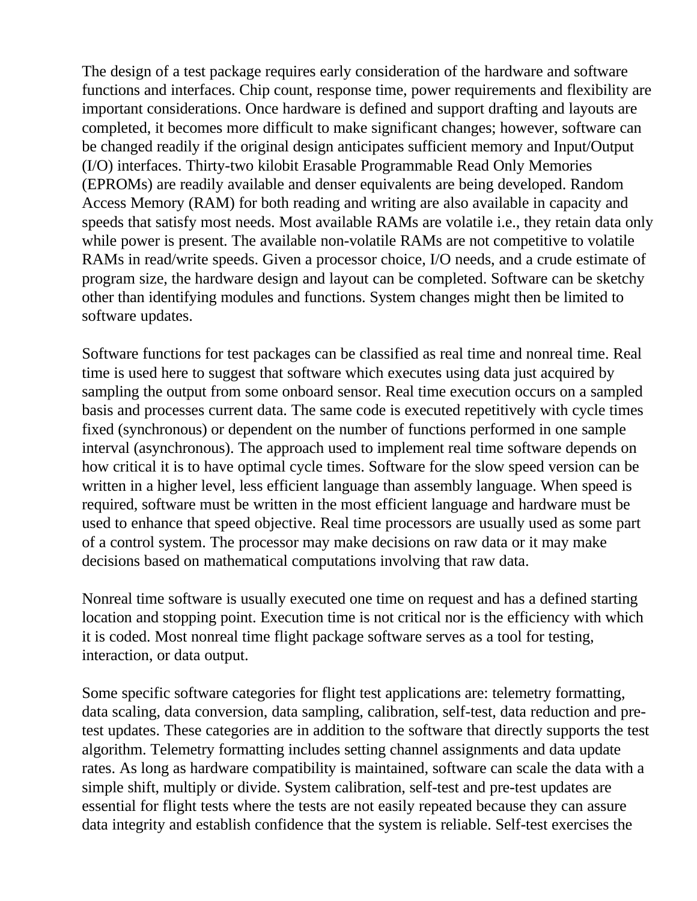The design of a test package requires early consideration of the hardware and software functions and interfaces. Chip count, response time, power requirements and flexibility are important considerations. Once hardware is defined and support drafting and layouts are completed, it becomes more difficult to make significant changes; however, software can be changed readily if the original design anticipates sufficient memory and Input/Output (I/O) interfaces. Thirty-two kilobit Erasable Programmable Read Only Memories (EPROMs) are readily available and denser equivalents are being developed. Random Access Memory (RAM) for both reading and writing are also available in capacity and speeds that satisfy most needs. Most available RAMs are volatile i.e., they retain data only while power is present. The available non-volatile RAMs are not competitive to volatile RAMs in read/write speeds. Given a processor choice, I/O needs, and a crude estimate of program size, the hardware design and layout can be completed. Software can be sketchy other than identifying modules and functions. System changes might then be limited to software updates.

Software functions for test packages can be classified as real time and nonreal time. Real time is used here to suggest that software which executes using data just acquired by sampling the output from some onboard sensor. Real time execution occurs on a sampled basis and processes current data. The same code is executed repetitively with cycle times fixed (synchronous) or dependent on the number of functions performed in one sample interval (asynchronous). The approach used to implement real time software depends on how critical it is to have optimal cycle times. Software for the slow speed version can be written in a higher level, less efficient language than assembly language. When speed is required, software must be written in the most efficient language and hardware must be used to enhance that speed objective. Real time processors are usually used as some part of a control system. The processor may make decisions on raw data or it may make decisions based on mathematical computations involving that raw data.

Nonreal time software is usually executed one time on request and has a defined starting location and stopping point. Execution time is not critical nor is the efficiency with which it is coded. Most nonreal time flight package software serves as a tool for testing, interaction, or data output.

Some specific software categories for flight test applications are: telemetry formatting, data scaling, data conversion, data sampling, calibration, self-test, data reduction and pre-test updates. These categories are in addition to the software that directly supports the test algorithm. Telemetry formatting includes setting channel assignments and data update rates. As long as hardware compatibility is maintained, software can scale the data with a simple shift, multiply or divide. System calibration, self-test and pre-test updates are essential for flight tests where the tests are not easily repeated because they can assure data integrity and establish confidence that the system is reliable. Self-test exercises the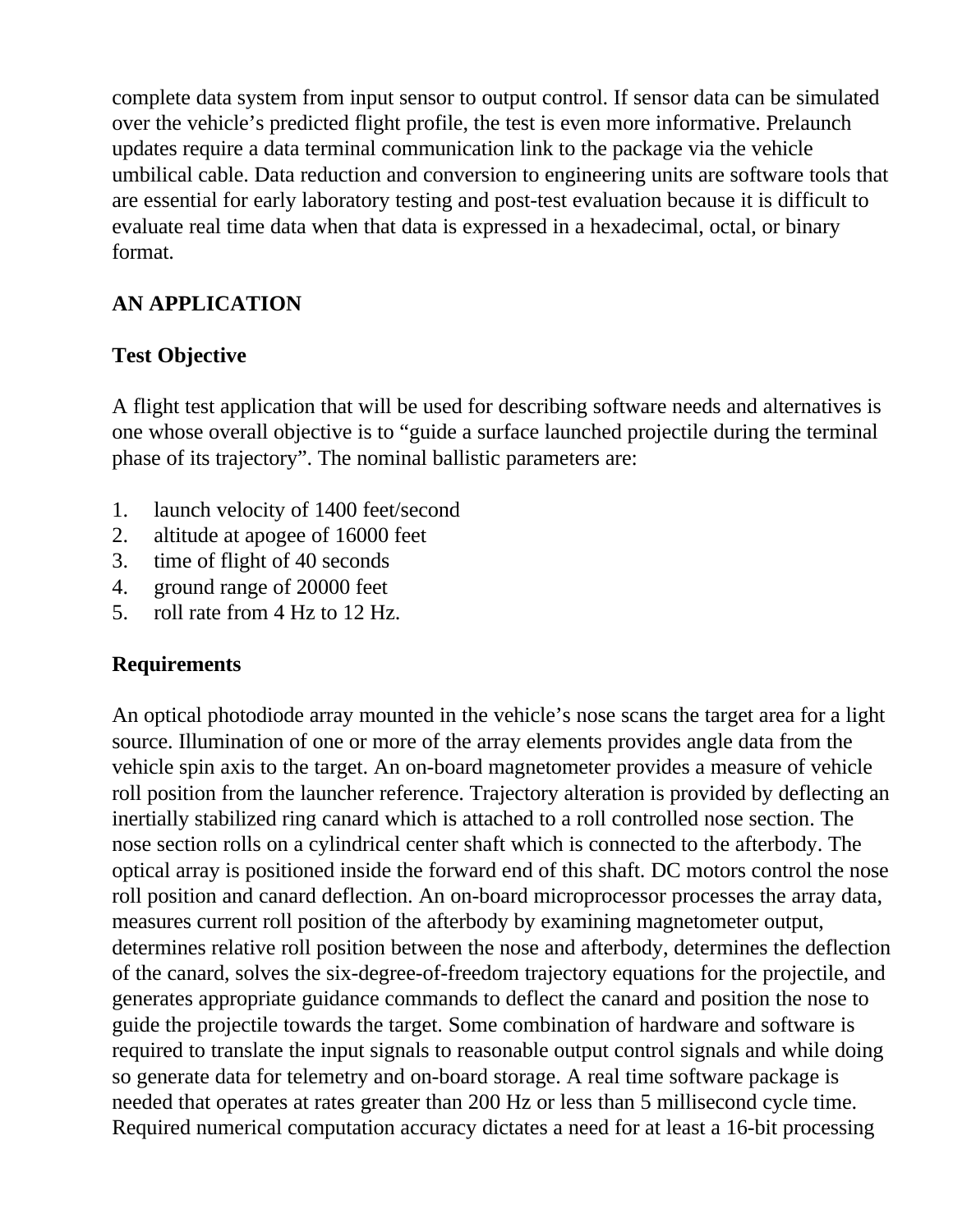complete data system from input sensor to output control. If sensor data can be simulated over the vehicle's predicted flight profile, the test is even more informative. Prelaunch updates require a data terminal communication link to the package via the vehicle umbilical cable. Data reduction and conversion to engineering units are software tools that are essential for early laboratory testing and post-test evaluation because it is difficult to evaluate real time data when that data is expressed in a hexadecimal, octal, or binary format.

## AN APPLICATION

### Test Objective

A flight test application that will be used for describing software needs and alternatives is one whose overall objective is to "guide a surface launched projectile during the terminal phase of its trajectory". The nominal ballistic parameters are:

1. launch velocity of 1400 feet/second
2. altitude at apogee of 16000 feet
3. time of flight of 40 seconds
4. ground range of 20000 feet
5. roll rate from 4 Hz to 12 Hz.

### Requirements

An optical photodiode array mounted in the vehicle's nose scans the target area for a light source. Illumination of one or more of the array elements provides angle data from the vehicle spin axis to the target. An on-board magnetometer provides a measure of vehicle roll position from the launcher reference. Trajectory alteration is provided by deflecting an inertially stabilized ring canard which is attached to a roll controlled nose section. The nose section rolls on a cylindrical center shaft which is connected to the afterbody. The optical array is positioned inside the forward end of this shaft. DC motors control the nose roll position and canard deflection. An on-board microprocessor processes the array data, measures current roll position of the afterbody by examining magnetometer output, determines relative roll position between the nose and afterbody, determines the deflection of the canard, solves the six-degree-of-freedom trajectory equations for the projectile, and generates appropriate guidance commands to deflect the canard and position the nose to guide the projectile towards the target. Some combination of hardware and software is required to translate the input signals to reasonable output control signals and while doing so generate data for telemetry and on-board storage. A real time software package is needed that operates at rates greater than 200 Hz or less than 5 millisecond cycle time. Required numerical computation accuracy dictates a need for at least a 16-bit processing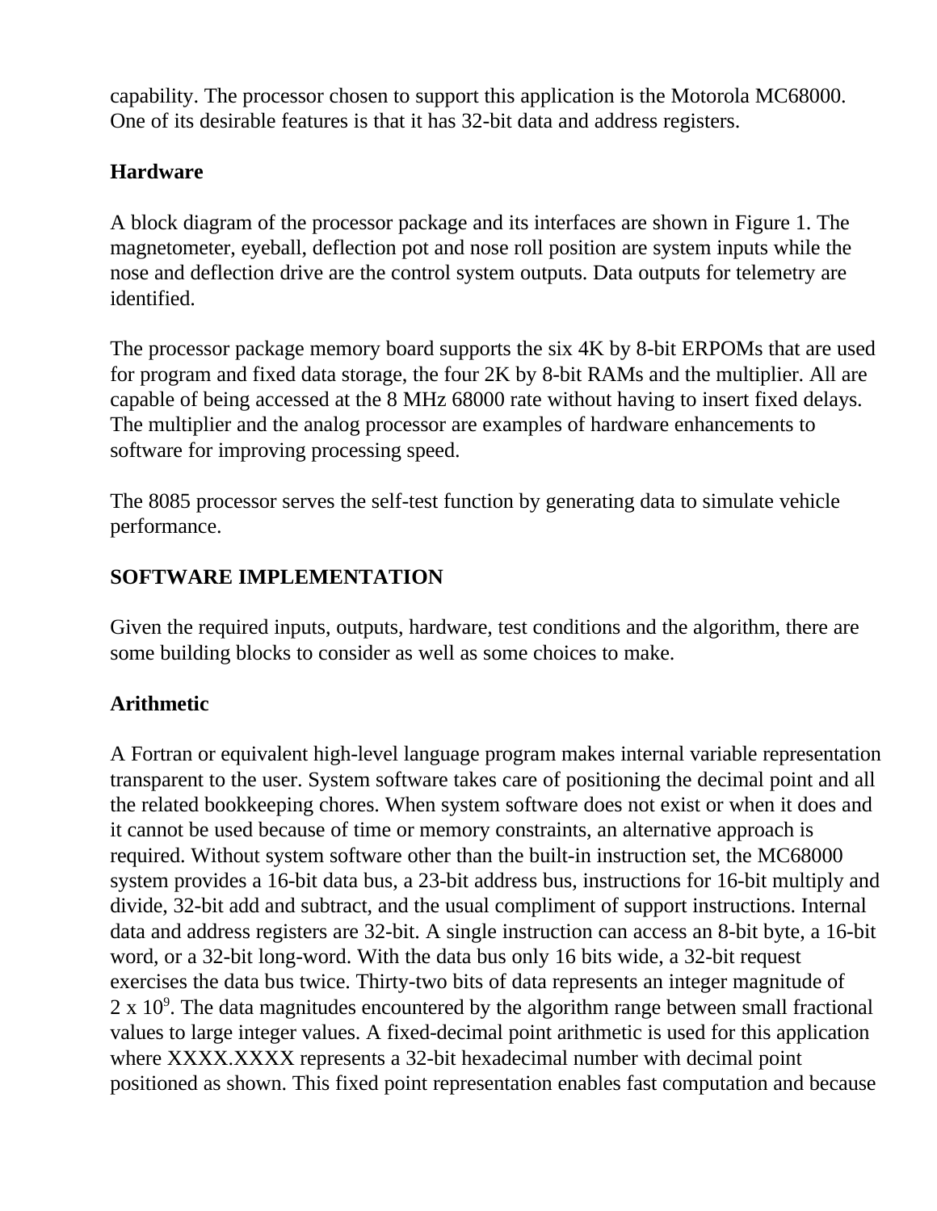capability. The processor chosen to support this application is the Motorola MC68000. One of its desirable features is that it has 32-bit data and address registers.

**Hardware**

A block diagram of the processor package and its interfaces are shown in Figure 1. The magnetometer, eyeball, deflection pot and nose roll position are system inputs while the nose and deflection drive are the control system outputs. Data outputs for telemetry are identified.

The processor package memory board supports the six 4K by 8-bit ERPOMs that are used for program and fixed data storage, the four 2K by 8-bit RAMs and the multiplier. All are capable of being accessed at the 8 MHz 68000 rate without having to insert fixed delays. The multiplier and the analog processor are examples of hardware enhancements to software for improving processing speed.

The 8085 processor serves the self-test function by generating data to simulate vehicle performance.

## SOFTWARE IMPLEMENTATION

Given the required inputs, outputs, hardware, test conditions and the algorithm, there are some building blocks to consider as well as some choices to make.

**Arithmetic**

A Fortran or equivalent high-level language program makes internal variable representation transparent to the user. System software takes care of positioning the decimal point and all the related bookkeeping chores. When system software does not exist or when it does and it cannot be used because of time or memory constraints, an alternative approach is required. Without system software other than the built-in instruction set, the MC68000 system provides a 16-bit data bus, a 23-bit address bus, instructions for 16-bit multiply and divide, 32-bit add and subtract, and the usual compliment of support instructions. Internal data and address registers are 32-bit. A single instruction can access an 8-bit byte, a 16-bit word, or a 32-bit long-word. With the data bus only 16 bits wide, a 32-bit request exercises the data bus twice. Thirty-two bits of data represents an integer magnitude of $2 \times 10^9$. The data magnitudes encountered by the algorithm range between small fractional values to large integer values. A fixed-decimal point arithmetic is used for this application where XXXX.XXXX represents a 32-bit hexadecimal number with decimal point positioned as shown. This fixed point representation enables fast computation and because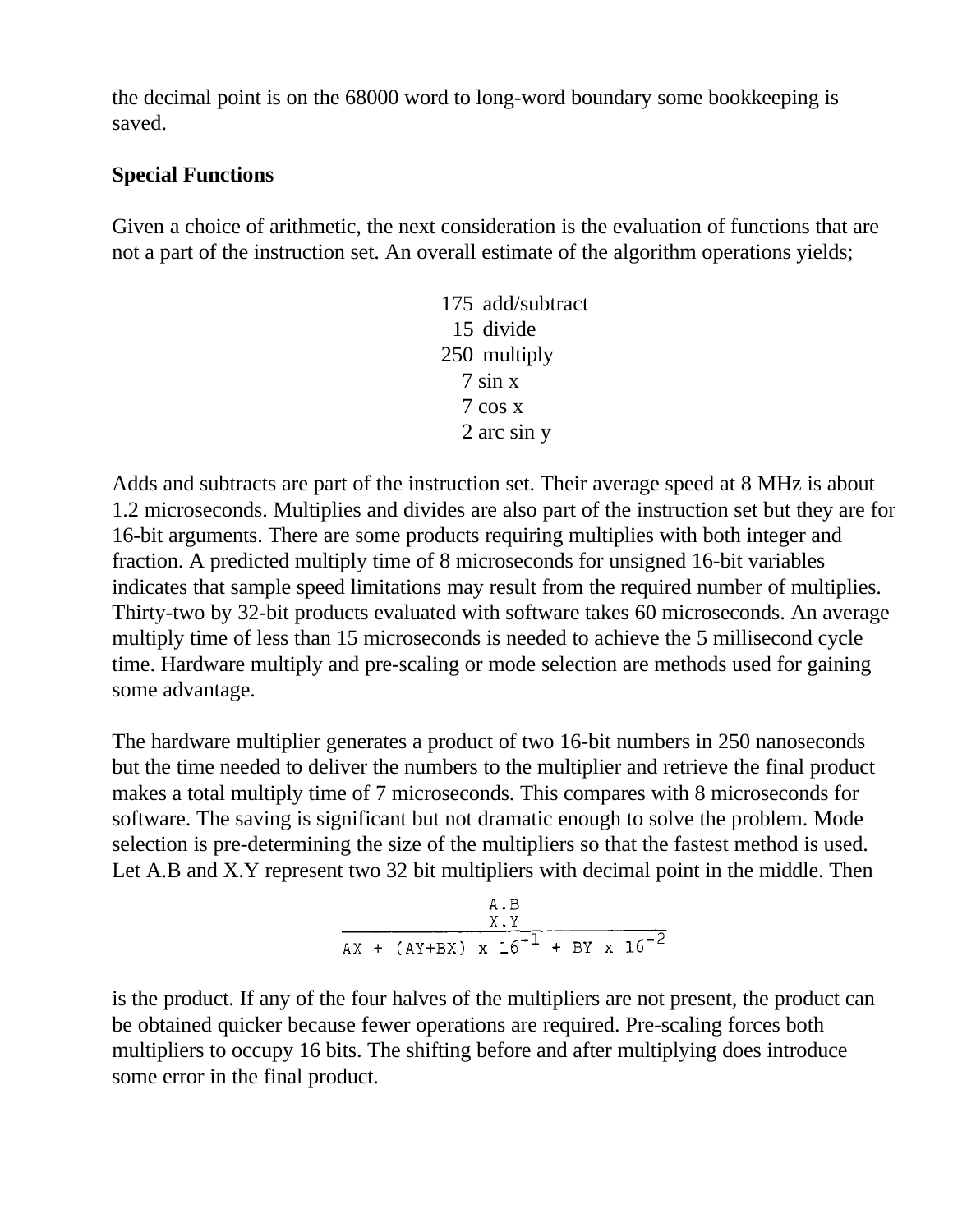the decimal point is on the 68000 word to long-word boundary some bookkeeping is saved.

**Special Functions**

Given a choice of arithmetic, the next consideration is the evaluation of functions that are not a part of the instruction set. An overall estimate of the algorithm operations yields;

175 add/subtract
15 divide
250 multiply
7 sin x
7 cos x
2 arc sin y

Adds and subtracts are part of the instruction set. Their average speed at 8 MHz is about 1.2 microseconds. Multiplies and divides are also part of the instruction set but they are for 16-bit arguments. There are some products requiring multiplies with both integer and fraction. A predicted multiply time of 8 microseconds for unsigned 16-bit variables indicates that sample speed limitations may result from the required number of multiplies. Thirty-two by 32-bit products evaluated with software takes 60 microseconds. An average multiply time of less than 15 microseconds is needed to achieve the 5 millisecond cycle time. Hardware multiply and pre-scaling or mode selection are methods used for gaining some advantage.

The hardware multiplier generates a product of two 16-bit numbers in 250 nanoseconds but the time needed to deliver the numbers to the multiplier and retrieve the final product makes a total multiply time of 7 microseconds. This compares with 8 microseconds for software. The saving is significant but not dramatic enough to solve the problem. Mode selection is pre-determining the size of the multipliers so that the fastest method is used. Let A.B and X.Y represent two 32 bit multipliers with decimal point in the middle. Then

$$\begin{array}{c} A.B \\ \underline{X.Y} \\ AX + (AY+BX) \times 16^{-1} + BY \times 16^{-2} \end{array}$$

is the product. If any of the four halves of the multipliers are not present, the product can be obtained quicker because fewer operations are required. Pre-scaling forces both multipliers to occupy 16 bits. The shifting before and after multiplying does introduce some error in the final product.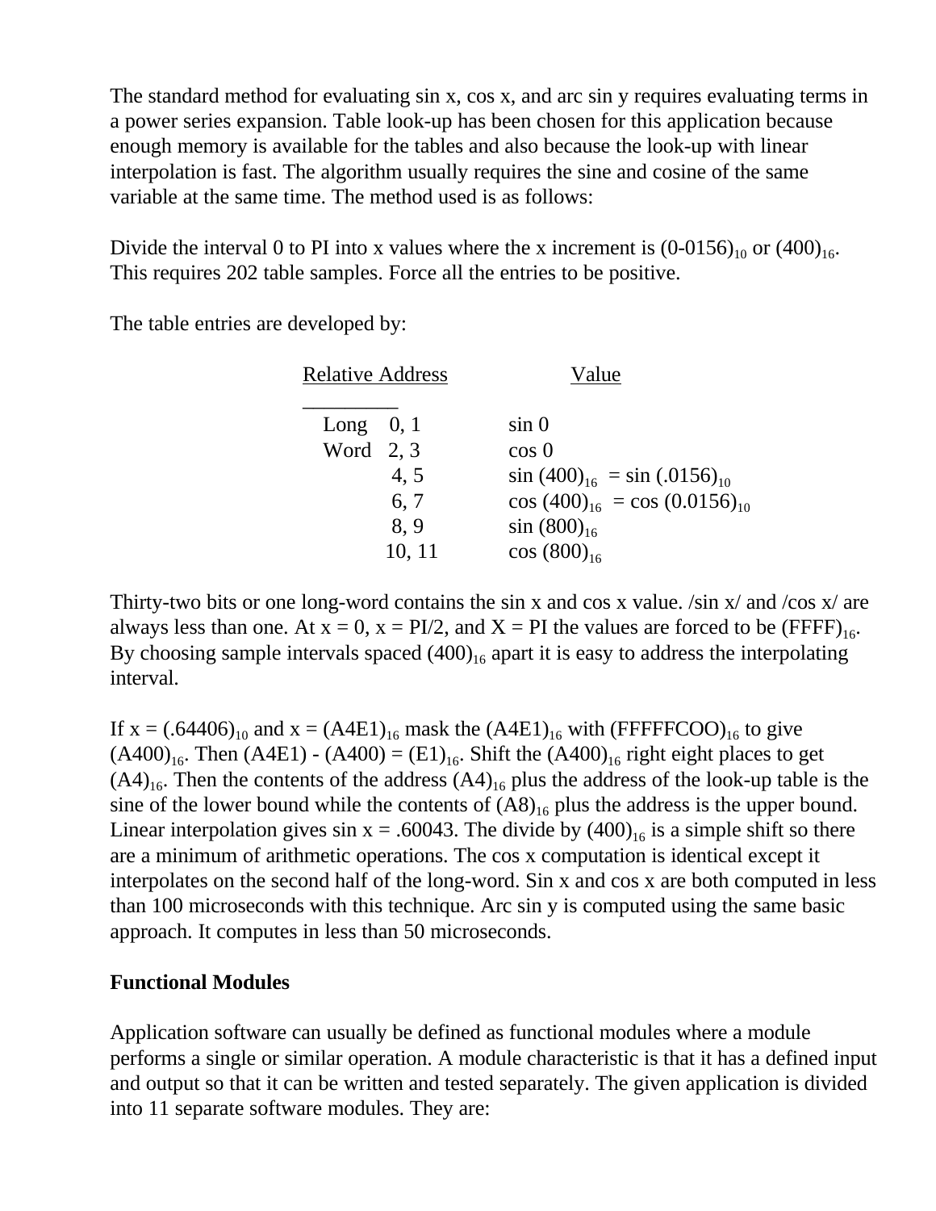The standard method for evaluating sin x, cos x, and arc sin y requires evaluating terms in a power series expansion. Table look-up has been chosen for this application because enough memory is available for the tables and also because the look-up with linear interpolation is fast. The algorithm usually requires the sine and cosine of the same variable at the same time. The method used is as follows:

Divide the interval 0 to PI into x values where the x increment is $(0\text{-}0156)_{10}$ or $(400)_{16}$. This requires 202 table samples. Force all the entries to be positive.

The table entries are developed by:

| Relative Address | Value |
|---|---|
| Long 0, 1 | sin 0 |
| Word 2, 3 | cos 0 |
| 4, 5 | sin $(400)_{16}$ = sin $(.0156)_{10}$ |
| 6, 7 | cos $(400)_{16}$ = cos $(0.0156)_{10}$ |
| 8, 9 | sin $(800)_{16}$ |
| 10, 11 | cos $(800)_{16}$ |

Thirty-two bits or one long-word contains the sin x and cos x value. /sin x/ and /cos x/ are always less than one. At x = 0, x = PI/2, and X = PI the values are forced to be $(FFFF)_{16}$. By choosing sample intervals spaced $(400)_{16}$ apart it is easy to address the interpolating interval.

If x = $(.64406)_{10}$ and x = $(A4E1)_{16}$ mask the $(A4E1)_{16}$ with $(FFFFFCOO)_{16}$ to give $(A400)_{16}$. Then (A4E1) - (A400) = $(E1)_{16}$. Shift the $(A400)_{16}$ right eight places to get $(A4)_{16}$. Then the contents of the address $(A4)_{16}$ plus the address of the look-up table is the sine of the lower bound while the contents of $(A8)_{16}$ plus the address is the upper bound. Linear interpolation gives sin x = .60043. The divide by $(400)_{16}$ is a simple shift so there are a minimum of arithmetic operations. The cos x computation is identical except it interpolates on the second half of the long-word. Sin x and cos x are both computed in less than 100 microseconds with this technique. Arc sin y is computed using the same basic approach. It computes in less than 50 microseconds.

**Functional Modules**

Application software can usually be defined as functional modules where a module performs a single or similar operation. A module characteristic is that it has a defined input and output so that it can be written and tested separately. The given application is divided into 11 separate software modules. They are: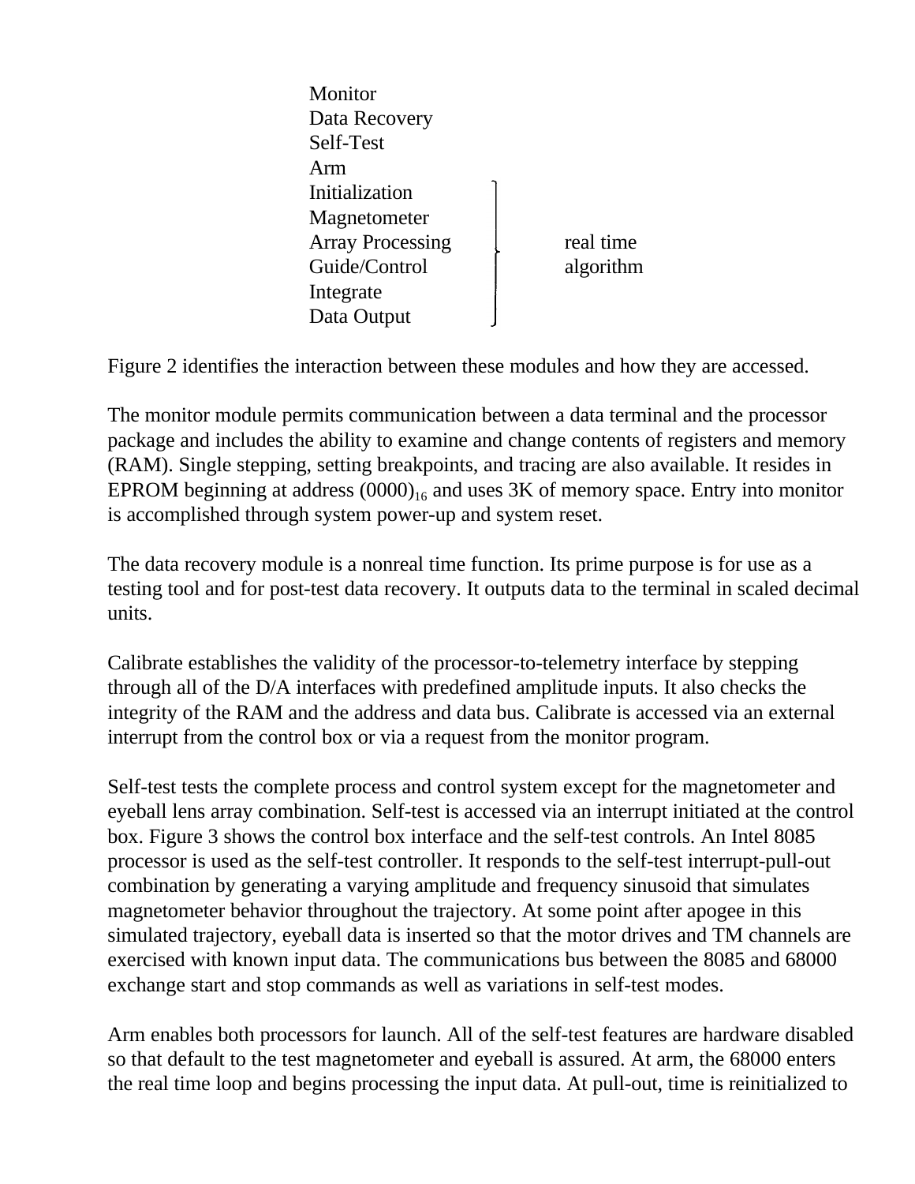Monitor
Data Recovery
Self-Test
Arm
Initialization
Magnetometer
Array Processing
Guide/Control
Integrate
Data Output

(Initialization through Data Output: real time algorithm)

Figure 2 identifies the interaction between these modules and how they are accessed.

The monitor module permits communication between a data terminal and the processor package and includes the ability to examine and change contents of registers and memory (RAM). Single stepping, setting breakpoints, and tracing are also available. It resides in EPROM beginning at address $(0000)_{16}$ and uses 3K of memory space. Entry into monitor is accomplished through system power-up and system reset.

The data recovery module is a nonreal time function. Its prime purpose is for use as a testing tool and for post-test data recovery. It outputs data to the terminal in scaled decimal units.

Calibrate establishes the validity of the processor-to-telemetry interface by stepping through all of the D/A interfaces with predefined amplitude inputs. It also checks the integrity of the RAM and the address and data bus. Calibrate is accessed via an external interrupt from the control box or via a request from the monitor program.

Self-test tests the complete process and control system except for the magnetometer and eyeball lens array combination. Self-test is accessed via an interrupt initiated at the control box. Figure 3 shows the control box interface and the self-test controls. An Intel 8085 processor is used as the self-test controller. It responds to the self-test interrupt-pull-out combination by generating a varying amplitude and frequency sinusoid that simulates magnetometer behavior throughout the trajectory. At some point after apogee in this simulated trajectory, eyeball data is inserted so that the motor drives and TM channels are exercised with known input data. The communications bus between the 8085 and 68000 exchange start and stop commands as well as variations in self-test modes.

Arm enables both processors for launch. All of the self-test features are hardware disabled so that default to the test magnetometer and eyeball is assured. At arm, the 68000 enters the real time loop and begins processing the input data. At pull-out, time is reinitialized to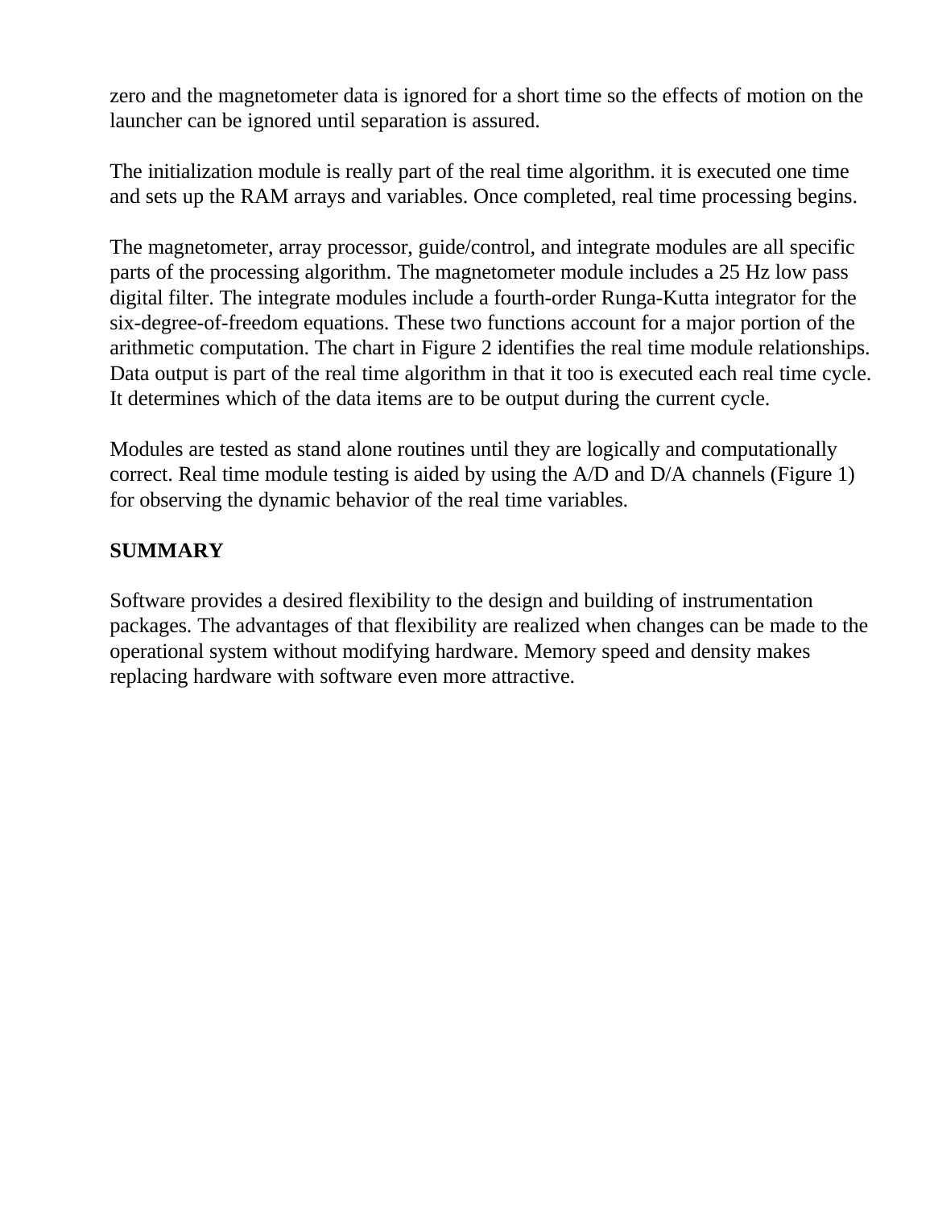zero and the magnetometer data is ignored for a short time so the effects of motion on the launcher can be ignored until separation is assured.

The initialization module is really part of the real time algorithm. it is executed one time and sets up the RAM arrays and variables. Once completed, real time processing begins.

The magnetometer, array processor, guide/control, and integrate modules are all specific parts of the processing algorithm. The magnetometer module includes a 25 Hz low pass digital filter. The integrate modules include a fourth-order Runga-Kutta integrator for the six-degree-of-freedom equations. These two functions account for a major portion of the arithmetic computation. The chart in Figure 2 identifies the real time module relationships. Data output is part of the real time algorithm in that it too is executed each real time cycle. It determines which of the data items are to be output during the current cycle.

Modules are tested as stand alone routines until they are logically and computationally correct. Real time module testing is aided by using the A/D and D/A channels (Figure 1) for observing the dynamic behavior of the real time variables.

## SUMMARY

Software provides a desired flexibility to the design and building of instrumentation packages. The advantages of that flexibility are realized when changes can be made to the operational system without modifying hardware. Memory speed and density makes replacing hardware with software even more attractive.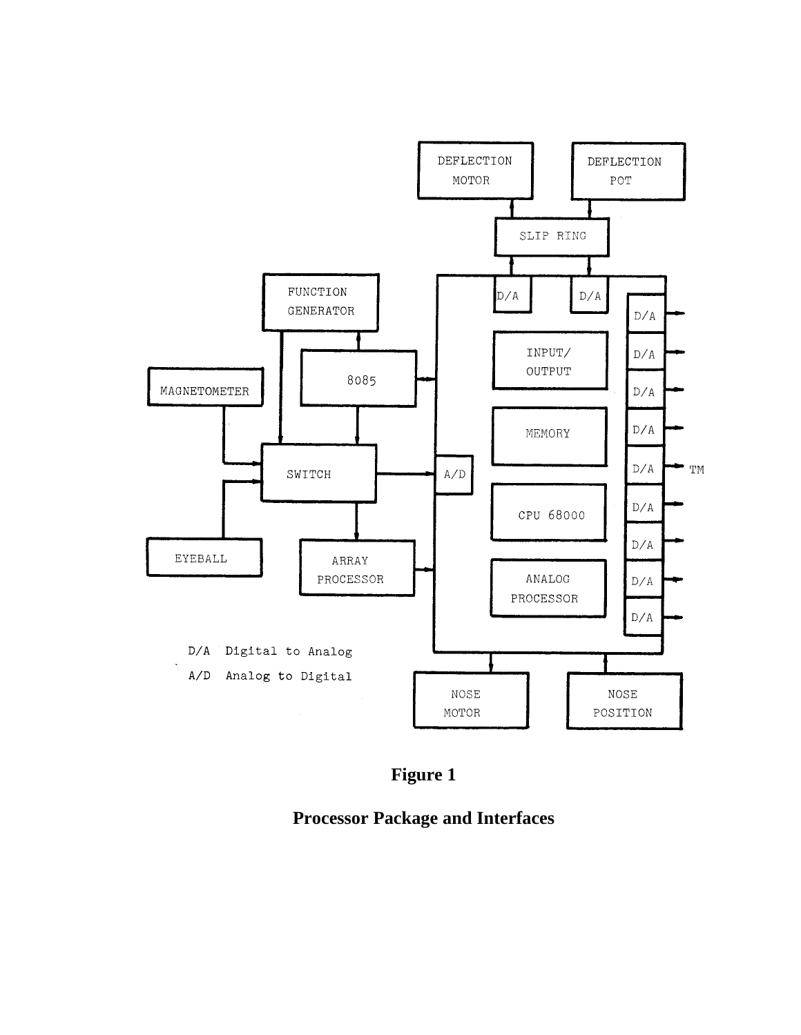**Figure 1**

**Processor Package and Interfaces**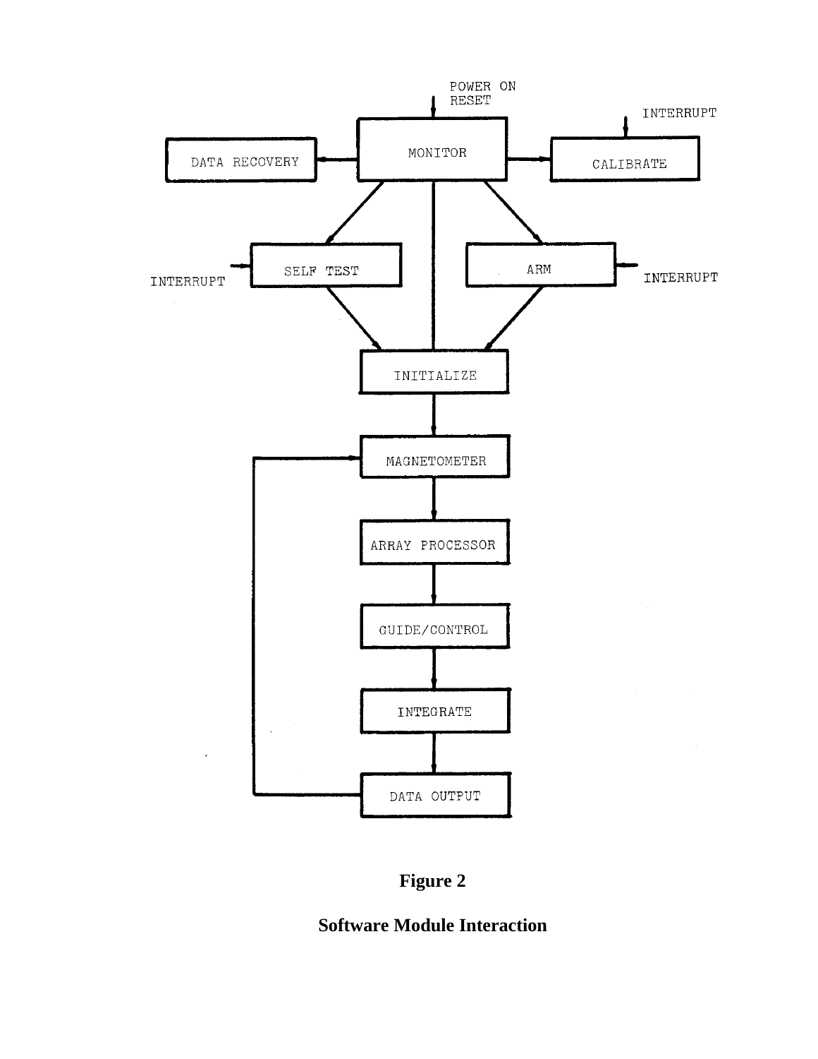**Figure 2**

**Software Module Interaction**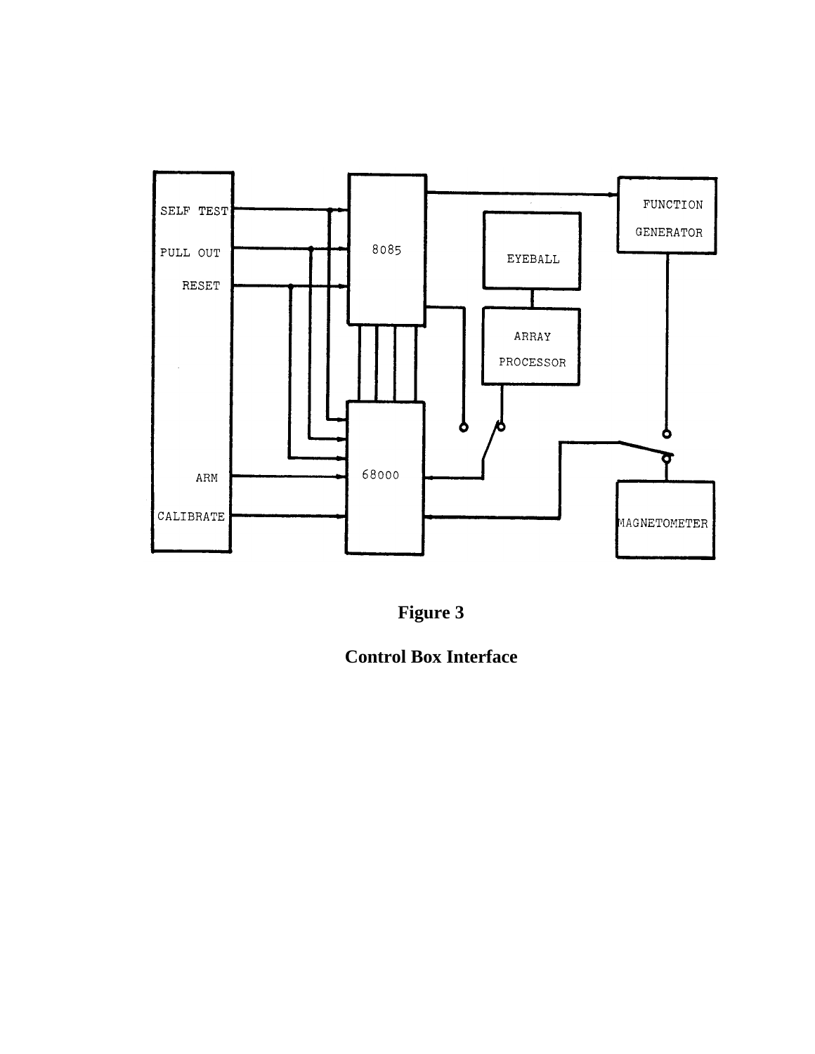SELF TEST

PULL OUT

RESET

ARM

CALIBRATE

8085

68000

EYEBALL

ARRAY PROCESSOR

FUNCTION GENERATOR

MAGNETOMETER

**Figure 3**

**Control Box Interface**